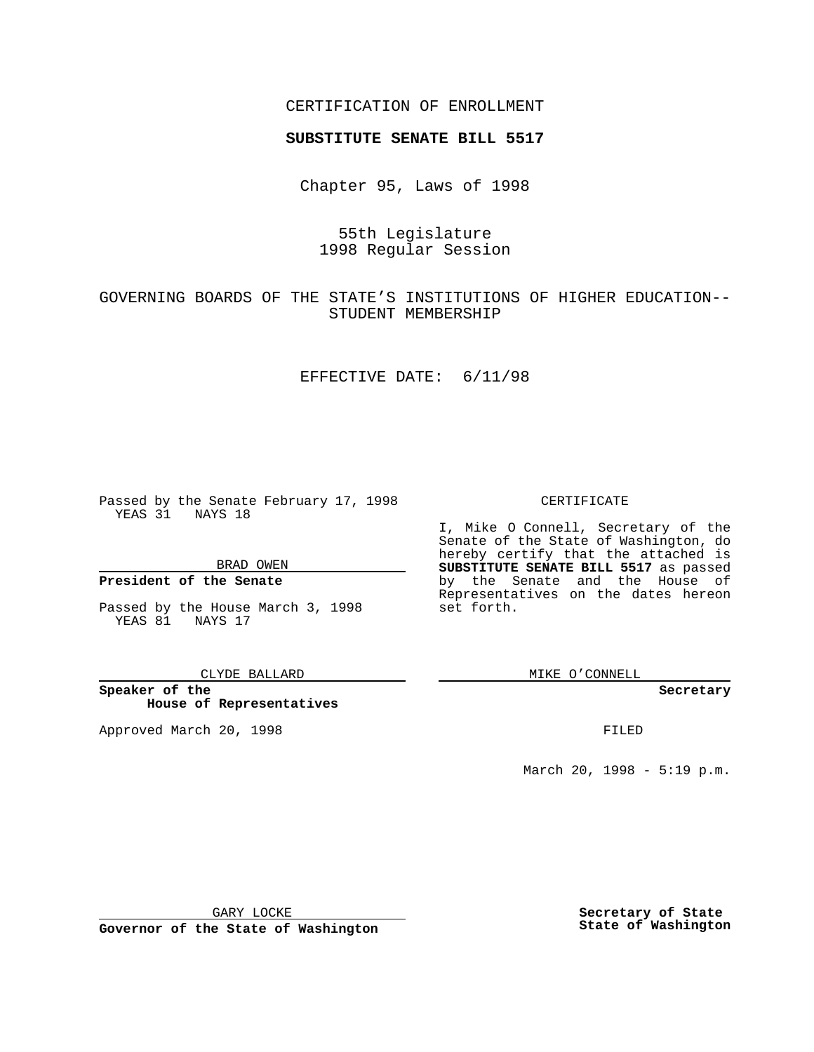CERTIFICATION OF ENROLLMENT

**SUBSTITUTE SENATE BILL 5517**

Chapter 95, Laws of 1998

55th Legislature
1998 Regular Session

GOVERNING BOARDS OF THE STATE'S INSTITUTIONS OF HIGHER EDUCATION--STUDENT MEMBERSHIP

EFFECTIVE DATE: 6/11/98

Passed by the Senate February 17, 1998
YEAS 31 NAYS 18

BRAD OWEN

**President of the Senate**

Passed by the House March 3, 1998
YEAS 81 NAYS 17

CLYDE BALLARD

**Speaker of the House of Representatives**

Approved March 20, 1998

GARY LOCKE

**Governor of the State of Washington**

CERTIFICATE

I, Mike O Connell, Secretary of the Senate of the State of Washington, do hereby certify that the attached is **SUBSTITUTE SENATE BILL 5517** as passed by the Senate and the House of Representatives on the dates hereon set forth.

MIKE O'CONNELL

**Secretary**

FILED

March 20, 1998 - 5:19 p.m.

**Secretary of State**
**State of Washington**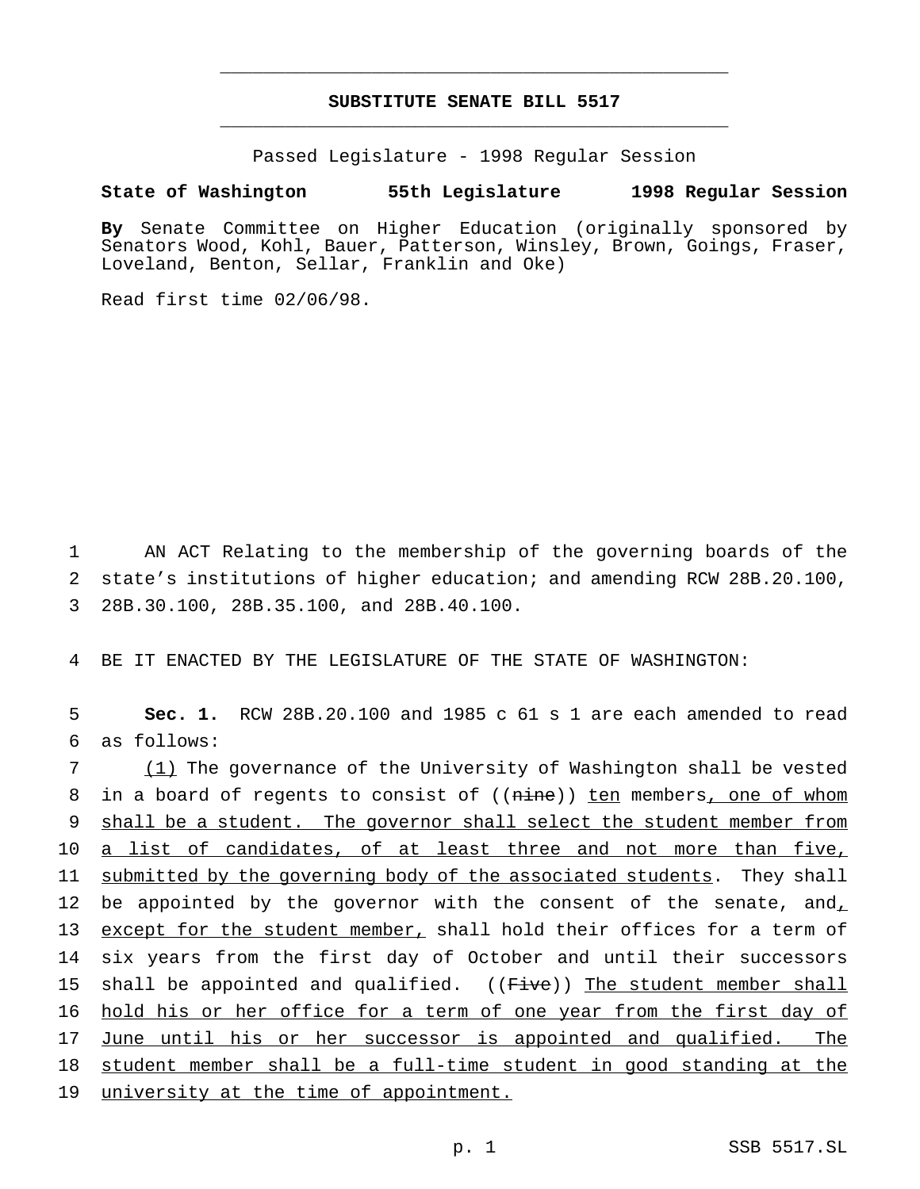# SUBSTITUTE SENATE BILL 5517

Passed Legislature - 1998 Regular Session

**State of Washington 55th Legislature 1998 Regular Session**

**By** Senate Committee on Higher Education (originally sponsored by Senators Wood, Kohl, Bauer, Patterson, Winsley, Brown, Goings, Fraser, Loveland, Benton, Sellar, Franklin and Oke)

Read first time 02/06/98.

1 AN ACT Relating to the membership of the governing boards of the
2 state's institutions of higher education; and amending RCW 28B.20.100,
3 28B.30.100, 28B.35.100, and 28B.40.100.

4 BE IT ENACTED BY THE LEGISLATURE OF THE STATE OF WASHINGTON:

5 **Sec. 1.** RCW 28B.20.100 and 1985 c 61 s 1 are each amended to read
6 as follows:

7 (1) The governance of the University of Washington shall be vested
8 in a board of regents to consist of ((nine)) ten members, one of whom
9 shall be a student. The governor shall select the student member from
10 a list of candidates, of at least three and not more than five,
11 submitted by the governing body of the associated students. They shall
12 be appointed by the governor with the consent of the senate, and,
13 except for the student member, shall hold their offices for a term of
14 six years from the first day of October and until their successors
15 shall be appointed and qualified. ((Five)) The student member shall
16 hold his or her office for a term of one year from the first day of
17 June until his or her successor is appointed and qualified. The
18 student member shall be a full-time student in good standing at the
19 university at the time of appointment.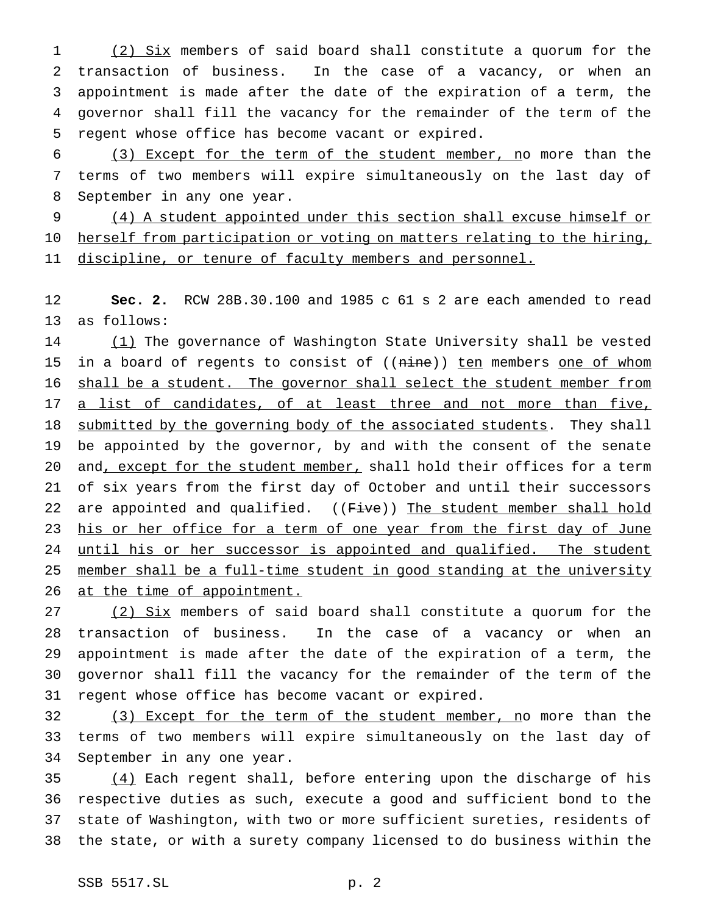(2) Six members of said board shall constitute a quorum for the transaction of business. In the case of a vacancy, or when an appointment is made after the date of the expiration of a term, the governor shall fill the vacancy for the remainder of the term of the regent whose office has become vacant or expired.

(3) Except for the term of the student member, no more than the terms of two members will expire simultaneously on the last day of September in any one year.

(4) A student appointed under this section shall excuse himself or herself from participation or voting on matters relating to the hiring, discipline, or tenure of faculty members and personnel.

**Sec. 2.** RCW 28B.30.100 and 1985 c 61 s 2 are each amended to read as follows:

(1) The governance of Washington State University shall be vested in a board of regents to consist of ((~~nine~~)) ten members one of whom shall be a student. The governor shall select the student member from a list of candidates, of at least three and not more than five, submitted by the governing body of the associated students. They shall be appointed by the governor, by and with the consent of the senate and, except for the student member, shall hold their offices for a term of six years from the first day of October and until their successors are appointed and qualified. ((~~Five~~)) The student member shall hold his or her office for a term of one year from the first day of June until his or her successor is appointed and qualified. The student member shall be a full-time student in good standing at the university at the time of appointment.

(2) Six members of said board shall constitute a quorum for the transaction of business. In the case of a vacancy or when an appointment is made after the date of the expiration of a term, the governor shall fill the vacancy for the remainder of the term of the regent whose office has become vacant or expired.

(3) Except for the term of the student member, no more than the terms of two members will expire simultaneously on the last day of September in any one year.

(4) Each regent shall, before entering upon the discharge of his respective duties as such, execute a good and sufficient bond to the state of Washington, with two or more sufficient sureties, residents of the state, or with a surety company licensed to do business within the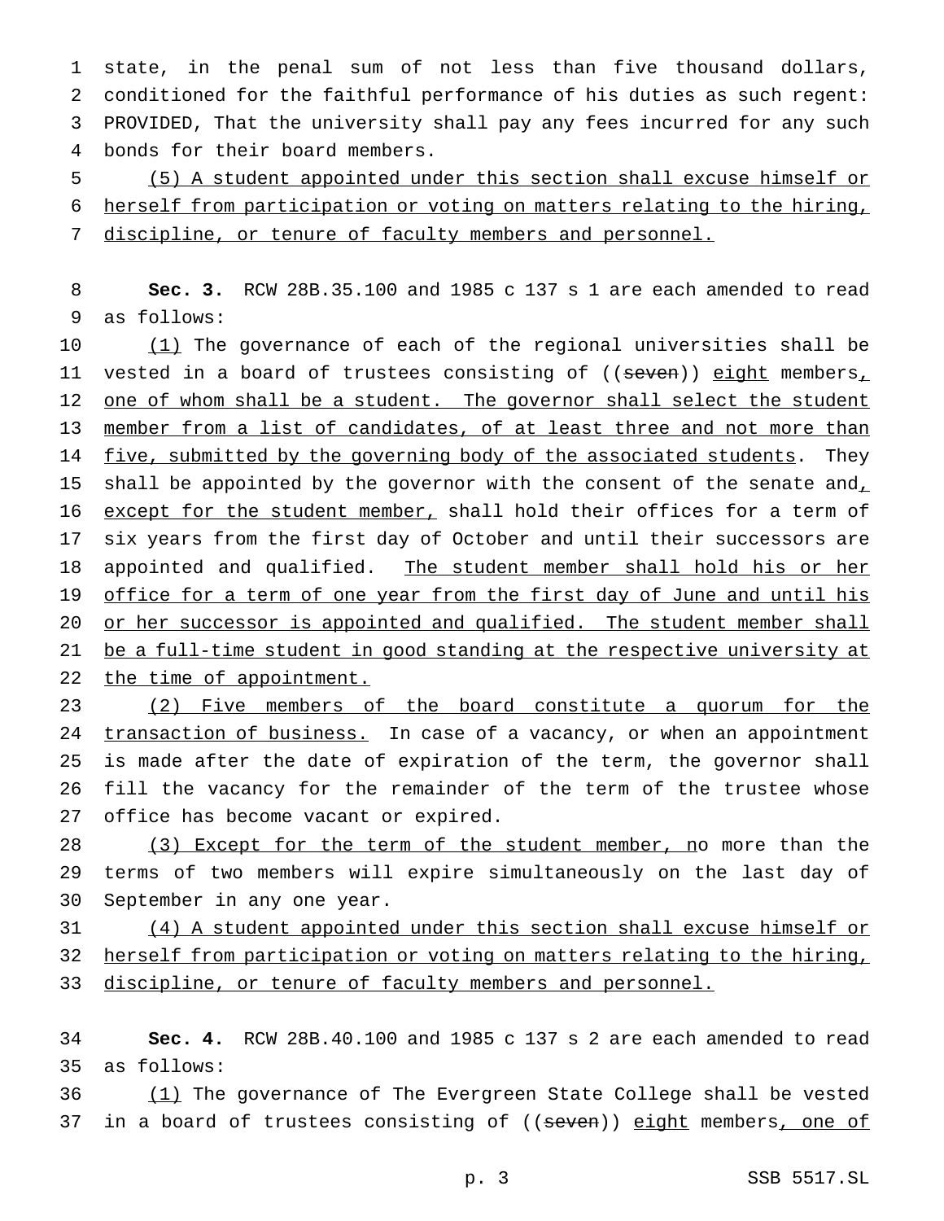state, in the penal sum of not less than five thousand dollars, conditioned for the faithful performance of his duties as such regent: PROVIDED, That the university shall pay any fees incurred for any such bonds for their board members.

<u>(5) A student appointed under this section shall excuse himself or herself from participation or voting on matters relating to the hiring, discipline, or tenure of faculty members and personnel.</u>

**Sec. 3.** RCW 28B.35.100 and 1985 c 137 s 1 are each amended to read as follows:

<u>(1)</u> The governance of each of the regional universities shall be vested in a board of trustees consisting of ((~~seven~~)) <u>eight</u> members<u>, one of whom shall be a student. The governor shall select the student member from a list of candidates, of at least three and not more than five, submitted by the governing body of the associated students</u>. They shall be appointed by the governor with the consent of the senate and<u>, except for the student member,</u> shall hold their offices for a term of six years from the first day of October and until their successors are appointed and qualified. <u>The student member shall hold his or her office for a term of one year from the first day of June and until his or her successor is appointed and qualified. The student member shall be a full-time student in good standing at the respective university at the time of appointment.</u>

<u>(2) Five members of the board constitute a quorum for the transaction of business.</u> In case of a vacancy, or when an appointment is made after the date of expiration of the term, the governor shall fill the vacancy for the remainder of the term of the trustee whose office has become vacant or expired.

<u>(3) Except for the term of the student member, n</u>o more than the terms of two members will expire simultaneously on the last day of September in any one year.

<u>(4) A student appointed under this section shall excuse himself or herself from participation or voting on matters relating to the hiring, discipline, or tenure of faculty members and personnel.</u>

**Sec. 4.** RCW 28B.40.100 and 1985 c 137 s 2 are each amended to read as follows:

<u>(1)</u> The governance of The Evergreen State College shall be vested in a board of trustees consisting of ((~~seven~~)) <u>eight</u> members<u>, one of</u>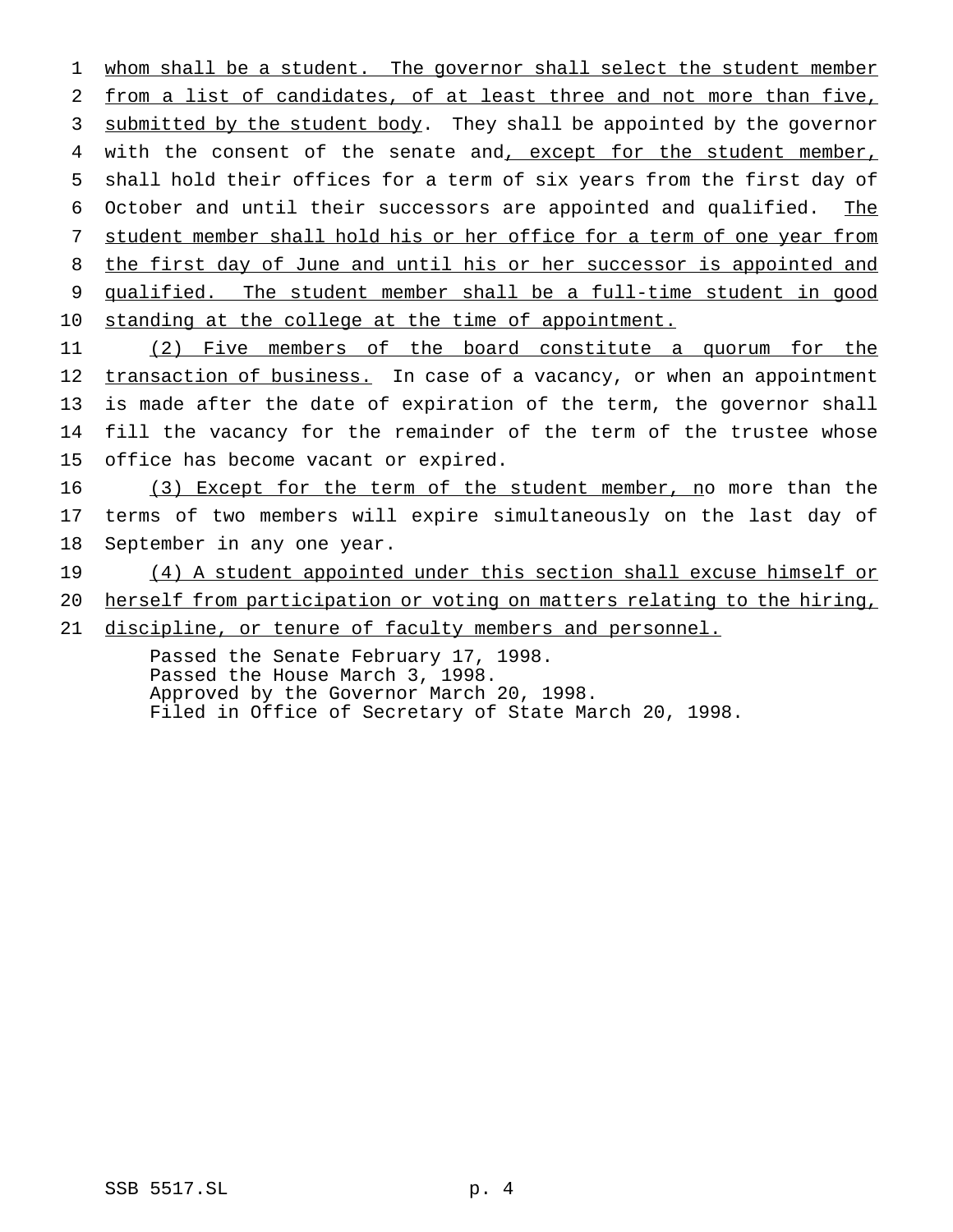whom shall be a student. The governor shall select the student member from a list of candidates, of at least three and not more than five, submitted by the student body. They shall be appointed by the governor with the consent of the senate and, except for the student member, shall hold their offices for a term of six years from the first day of October and until their successors are appointed and qualified. The student member shall hold his or her office for a term of one year from the first day of June and until his or her successor is appointed and qualified. The student member shall be a full-time student in good standing at the college at the time of appointment.

(2) Five members of the board constitute a quorum for the transaction of business. In case of a vacancy, or when an appointment is made after the date of expiration of the term, the governor shall fill the vacancy for the remainder of the term of the trustee whose office has become vacant or expired.

(3) Except for the term of the student member, no more than the terms of two members will expire simultaneously on the last day of September in any one year.

(4) A student appointed under this section shall excuse himself or herself from participation or voting on matters relating to the hiring, discipline, or tenure of faculty members and personnel.

Passed the Senate February 17, 1998.
Passed the House March 3, 1998.
Approved by the Governor March 20, 1998.
Filed in Office of Secretary of State March 20, 1998.